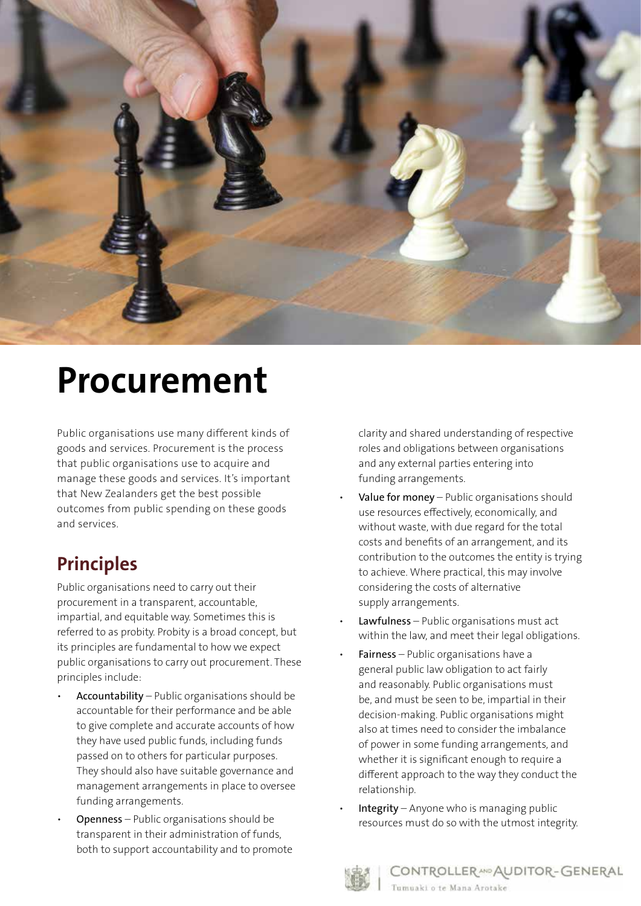# Procurement

Public organisations use many different kinds of goods and services. Procurement is the process that public organisations use to acquire and manage these goods and services. It's important that New Zealanders get the best possible outcomes from public spending on these goods and services.

## Principles

Public organisations need to carry out their procurement in a transparent, accountable, impartial, and equitable way. Sometimes this is referred to as probity. Probity is a broad concept, but its principles are fundamental to how we expect public organisations to carry out procurement. These principles include:

- **Accountability** – Public organisations should be accountable for their performance and be able to give complete and accurate accounts of how they have used public funds, including funds passed on to others for particular purposes. They should also have suitable governance and management arrangements in place to oversee funding arrangements.
- **Openness** – Public organisations should be transparent in their administration of funds, both to support accountability and to promote clarity and shared understanding of respective roles and obligations between organisations and any external parties entering into funding arrangements.
- **Value for money** – Public organisations should use resources effectively, economically, and without waste, with due regard for the total costs and benefits of an arrangement, and its contribution to the outcomes the entity is trying to achieve. Where practical, this may involve considering the costs of alternative supply arrangements.
- **Lawfulness** – Public organisations must act within the law, and meet their legal obligations.
- **Fairness** – Public organisations have a general public law obligation to act fairly and reasonably. Public organisations must be, and must be seen to be, impartial in their decision-making. Public organisations might also at times need to consider the imbalance of power in some funding arrangements, and whether it is significant enough to require a different approach to the way they conduct the relationship.
- **Integrity** – Anyone who is managing public resources must do so with the utmost integrity.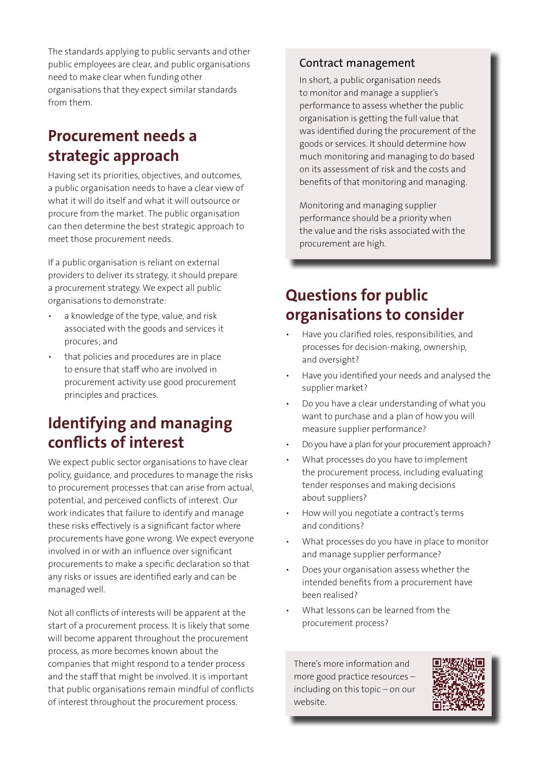The standards applying to public servants and other public employees are clear, and public organisations need to make clear when funding other organisations that they expect similar standards from them.

## Procurement needs a strategic approach

Having set its priorities, objectives, and outcomes, a public organisation needs to have a clear view of what it will do itself and what it will outsource or procure from the market. The public organisation can then determine the best strategic approach to meet those procurement needs.

If a public organisation is reliant on external providers to deliver its strategy, it should prepare a procurement strategy. We expect all public organisations to demonstrate:

- a knowledge of the type, value, and risk associated with the goods and services it procures; and
- that policies and procedures are in place to ensure that staff who are involved in procurement activity use good procurement principles and practices.

## Identifying and managing conflicts of interest

We expect public sector organisations to have clear policy, guidance, and procedures to manage the risks to procurement processes that can arise from actual, potential, and perceived conflicts of interest. Our work indicates that failure to identify and manage these risks effectively is a significant factor where procurements have gone wrong. We expect everyone involved in or with an influence over significant procurements to make a specific declaration so that any risks or issues are identified early and can be managed well.

Not all conflicts of interests will be apparent at the start of a procurement process. It is likely that some will become apparent throughout the procurement process, as more becomes known about the companies that might respond to a tender process and the staff that might be involved. It is important that public organisations remain mindful of conflicts of interest throughout the procurement process.

### Contract management

In short, a public organisation needs to monitor and manage a supplier's performance to assess whether the public organisation is getting the full value that was identified during the procurement of the goods or services. It should determine how much monitoring and managing to do based on its assessment of risk and the costs and benefits of that monitoring and managing.

Monitoring and managing supplier performance should be a priority when the value and the risks associated with the procurement are high.

## Questions for public organisations to consider

- Have you clarified roles, responsibilities, and processes for decision-making, ownership, and oversight?
- Have you identified your needs and analysed the supplier market?
- Do you have a clear understanding of what you want to purchase and a plan of how you will measure supplier performance?
- Do you have a plan for your procurement approach?
- What processes do you have to implement the procurement process, including evaluating tender responses and making decisions about suppliers?
- How will you negotiate a contract's terms and conditions?
- What processes do you have in place to monitor and manage supplier performance?
- Does your organisation assess whether the intended benefits from a procurement have been realised?
- What lessons can be learned from the procurement process?

There's more information and more good practice resources – including on this topic – on our website.